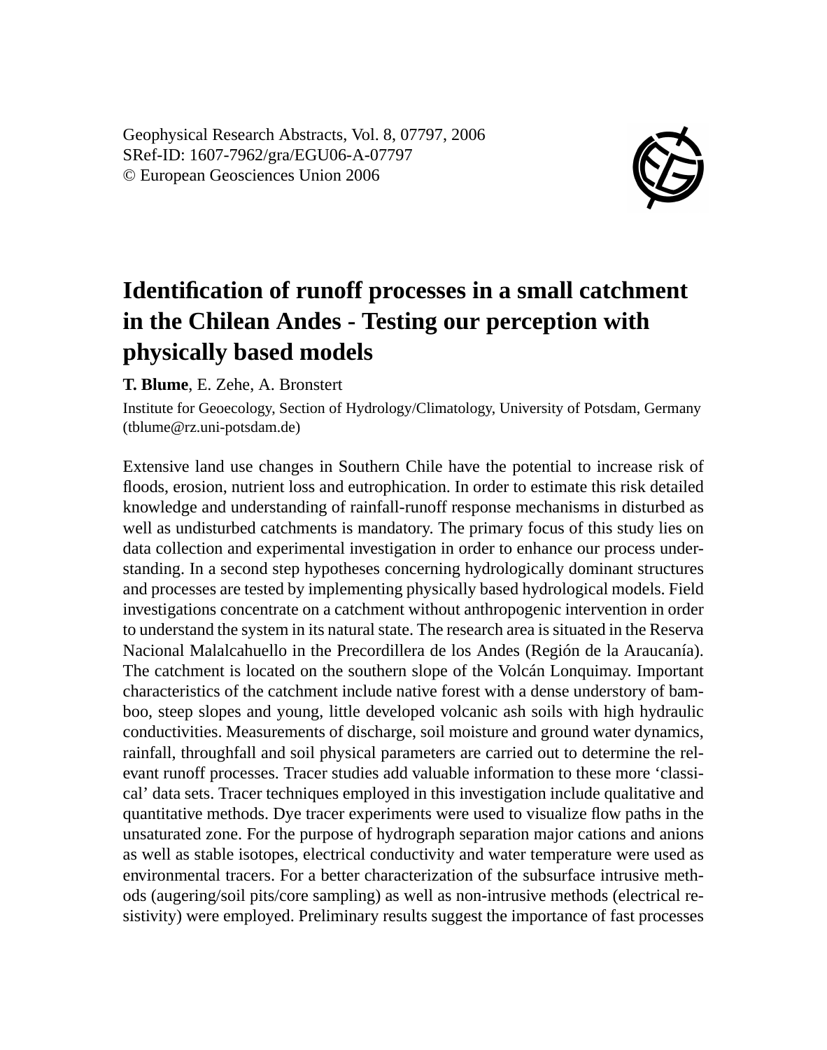Geophysical Research Abstracts, Vol. 8, 07797, 2006
SRef-ID: 1607-7962/gra/EGU06-A-07797
© European Geosciences Union 2006

# Identification of runoff processes in a small catchment in the Chilean Andes - Testing our perception with physically based models

**T. Blume**, E. Zehe, A. Bronstert

Institute for Geoecology, Section of Hydrology/Climatology, University of Potsdam, Germany (tblume@rz.uni-potsdam.de)

Extensive land use changes in Southern Chile have the potential to increase risk of floods, erosion, nutrient loss and eutrophication. In order to estimate this risk detailed knowledge and understanding of rainfall-runoff response mechanisms in disturbed as well as undisturbed catchments is mandatory. The primary focus of this study lies on data collection and experimental investigation in order to enhance our process understanding. In a second step hypotheses concerning hydrologically dominant structures and processes are tested by implementing physically based hydrological models. Field investigations concentrate on a catchment without anthropogenic intervention in order to understand the system in its natural state. The research area is situated in the Reserva Nacional Malalcahuello in the Precordillera de los Andes (Región de la Araucanía). The catchment is located on the southern slope of the Volcán Lonquimay. Important characteristics of the catchment include native forest with a dense understory of bamboo, steep slopes and young, little developed volcanic ash soils with high hydraulic conductivities. Measurements of discharge, soil moisture and ground water dynamics, rainfall, throughfall and soil physical parameters are carried out to determine the relevant runoff processes. Tracer studies add valuable information to these more 'classical' data sets. Tracer techniques employed in this investigation include qualitative and quantitative methods. Dye tracer experiments were used to visualize flow paths in the unsaturated zone. For the purpose of hydrograph separation major cations and anions as well as stable isotopes, electrical conductivity and water temperature were used as environmental tracers. For a better characterization of the subsurface intrusive methods (augering/soil pits/core sampling) as well as non-intrusive methods (electrical resistivity) were employed. Preliminary results suggest the importance of fast processes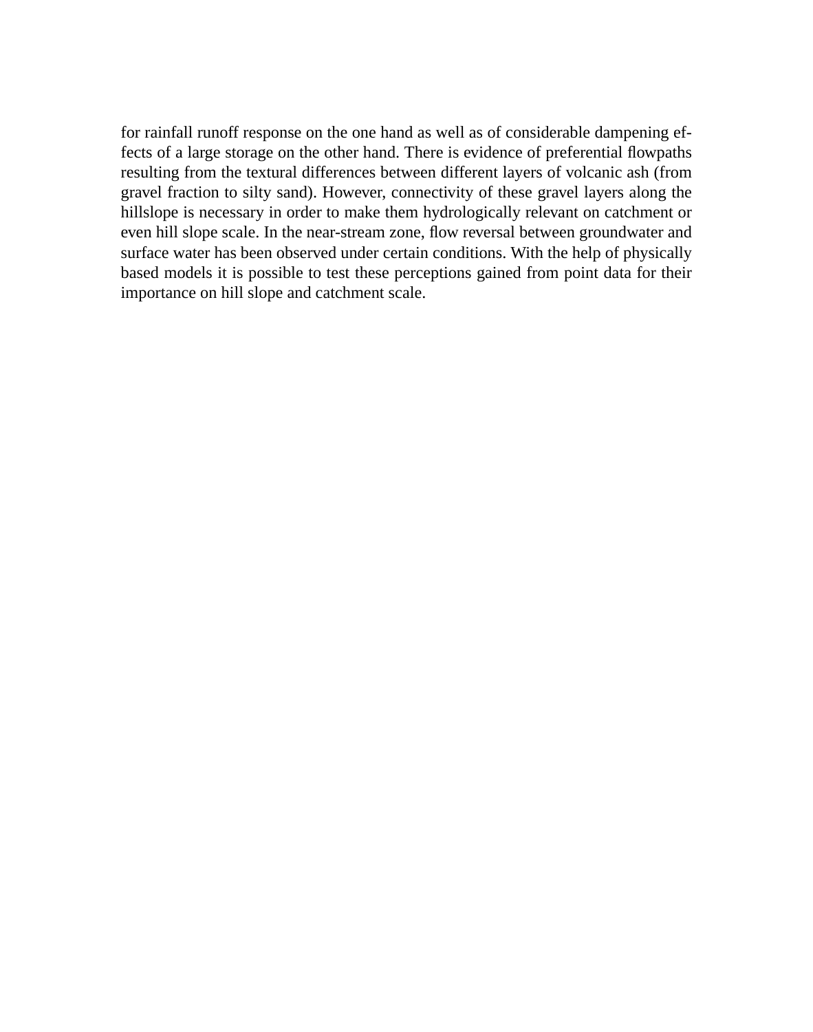for rainfall runoff response on the one hand as well as of considerable dampening effects of a large storage on the other hand. There is evidence of preferential flowpaths resulting from the textural differences between different layers of volcanic ash (from gravel fraction to silty sand). However, connectivity of these gravel layers along the hillslope is necessary in order to make them hydrologically relevant on catchment or even hill slope scale. In the near-stream zone, flow reversal between groundwater and surface water has been observed under certain conditions. With the help of physically based models it is possible to test these perceptions gained from point data for their importance on hill slope and catchment scale.